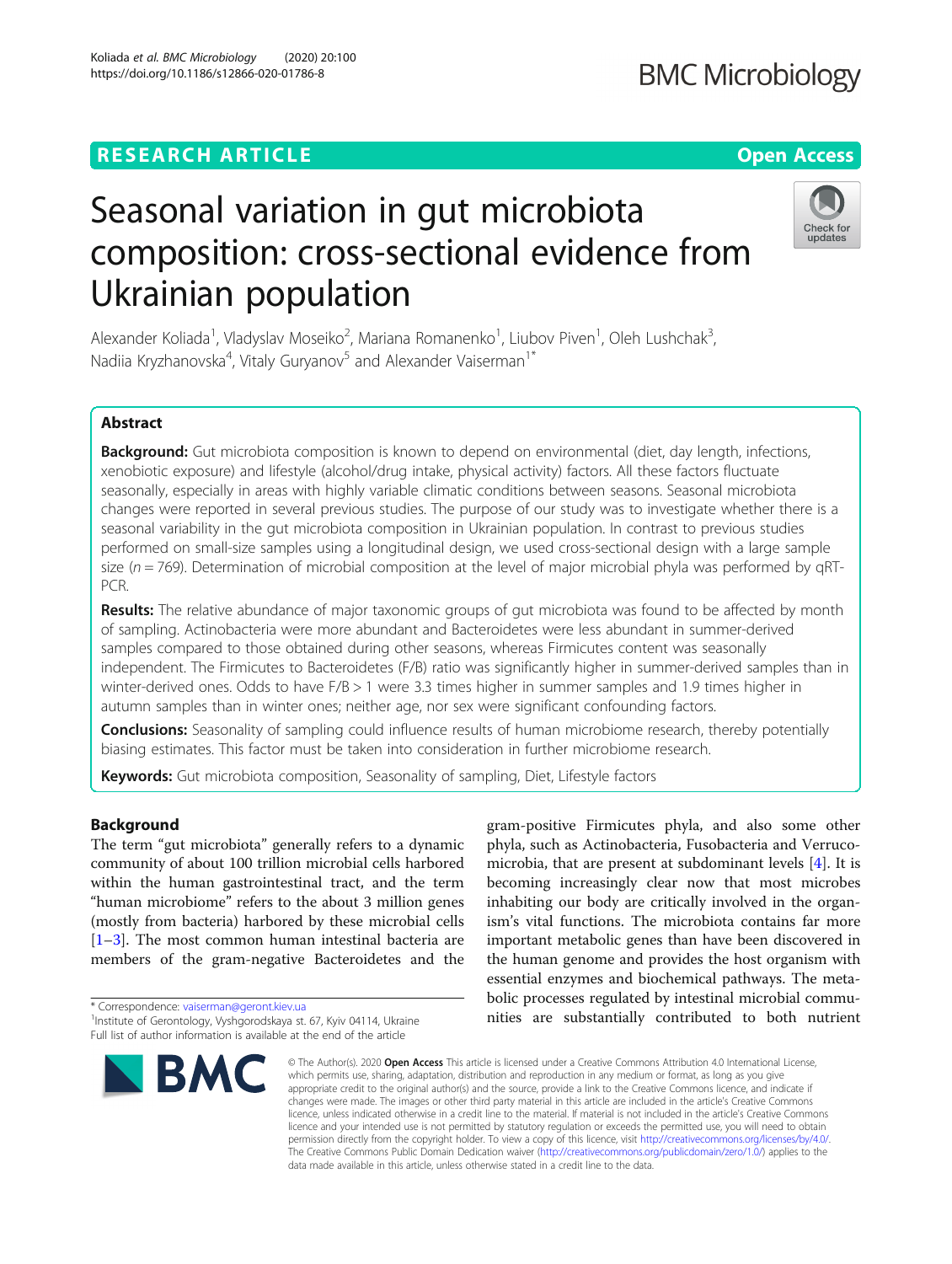RESEARCH ARTICLE

Open Access

# Seasonal variation in gut microbiota composition: cross-sectional evidence from Ukrainian population

Alexander Koliada[1], Vladyslav Moseiko[2], Mariana Romanenko[1], Liubov Piven[1], Oleh Lushchak[3], Nadiia Kryzhanovska[4], Vitaly Guryanov[5] and Alexander Vaiserman[1*]

## Abstract

**Background:** Gut microbiota composition is known to depend on environmental (diet, day length, infections, xenobiotic exposure) and lifestyle (alcohol/drug intake, physical activity) factors. All these factors fluctuate seasonally, especially in areas with highly variable climatic conditions between seasons. Seasonal microbiota changes were reported in several previous studies. The purpose of our study was to investigate whether there is a seasonal variability in the gut microbiota composition in Ukrainian population. In contrast to previous studies performed on small-size samples using a longitudinal design, we used cross-sectional design with a large sample size ($n = 769$). Determination of microbial composition at the level of major microbial phyla was performed by qRT-PCR.

**Results:** The relative abundance of major taxonomic groups of gut microbiota was found to be affected by month of sampling. Actinobacteria were more abundant and Bacteroidetes were less abundant in summer-derived samples compared to those obtained during other seasons, whereas Firmicutes content was seasonally independent. The Firmicutes to Bacteroidetes (F/B) ratio was significantly higher in summer-derived samples than in winter-derived ones. Odds to have F/B > 1 were 3.3 times higher in summer samples and 1.9 times higher in autumn samples than in winter ones; neither age, nor sex were significant confounding factors.

**Conclusions:** Seasonality of sampling could influence results of human microbiome research, thereby potentially biasing estimates. This factor must be taken into consideration in further microbiome research.

**Keywords:** Gut microbiota composition, Seasonality of sampling, Diet, Lifestyle factors

## Background

The term "gut microbiota" generally refers to a dynamic community of about 100 trillion microbial cells harbored within the human gastrointestinal tract, and the term "human microbiome" refers to the about 3 million genes (mostly from bacteria) harbored by these microbial cells [1–3]. The most common human intestinal bacteria are members of the gram-negative Bacteroidetes and the gram-positive Firmicutes phyla, and also some other phyla, such as Actinobacteria, Fusobacteria and Verrucomicrobia, that are present at subdominant levels [4]. It is becoming increasingly clear now that most microbes inhabiting our body are critically involved in the organism's vital functions. The microbiota contains far more important metabolic genes than have been discovered in the human genome and provides the host organism with essential enzymes and biochemical pathways. The metabolic processes regulated by intestinal microbial communities are substantially contributed to both nutrient

* Correspondence: vaiserman@geront.kiev.ua
[1]Institute of Gerontology, Vyshgorodskaya st. 67, Kyiv 04114, Ukraine
Full list of author information is available at the end of the article

© The Author(s). 2020 **Open Access** This article is licensed under a Creative Commons Attribution 4.0 International License, which permits use, sharing, adaptation, distribution and reproduction in any medium or format, as long as you give appropriate credit to the original author(s) and the source, provide a link to the Creative Commons licence, and indicate if changes were made. The images or other third party material in this article are included in the article's Creative Commons licence, unless indicated otherwise in a credit line to the material. If material is not included in the article's Creative Commons licence and your intended use is not permitted by statutory regulation or exceeds the permitted use, you will need to obtain permission directly from the copyright holder. To view a copy of this licence, visit http://creativecommons.org/licenses/by/4.0/. The Creative Commons Public Domain Dedication waiver (http://creativecommons.org/publicdomain/zero/1.0/) applies to the data made available in this article, unless otherwise stated in a credit line to the data.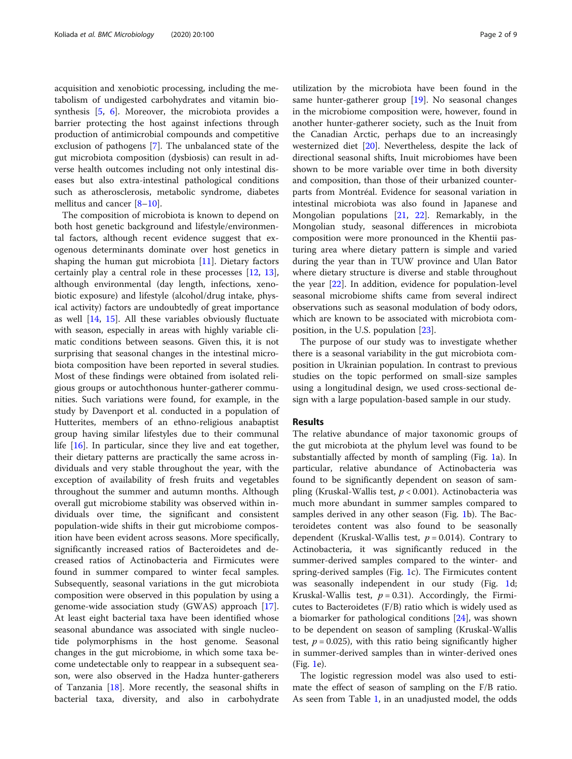acquisition and xenobiotic processing, including the metabolism of undigested carbohydrates and vitamin biosynthesis [5, 6]. Moreover, the microbiota provides a barrier protecting the host against infections through production of antimicrobial compounds and competitive exclusion of pathogens [7]. The unbalanced state of the gut microbiota composition (dysbiosis) can result in adverse health outcomes including not only intestinal diseases but also extra-intestinal pathological conditions such as atherosclerosis, metabolic syndrome, diabetes mellitus and cancer [8–10].

The composition of microbiota is known to depend on both host genetic background and lifestyle/environmental factors, although recent evidence suggest that exogenous determinants dominate over host genetics in shaping the human gut microbiota [11]. Dietary factors certainly play a central role in these processes [12, 13], although environmental (day length, infections, xenobiotic exposure) and lifestyle (alcohol/drug intake, physical activity) factors are undoubtedly of great importance as well [14, 15]. All these variables obviously fluctuate with season, especially in areas with highly variable climatic conditions between seasons. Given this, it is not surprising that seasonal changes in the intestinal microbiota composition have been reported in several studies. Most of these findings were obtained from isolated religious groups or autochthonous hunter-gatherer communities. Such variations were found, for example, in the study by Davenport et al. conducted in a population of Hutterites, members of an ethno-religious anabaptist group having similar lifestyles due to their communal life [16]. In particular, since they live and eat together, their dietary patterns are practically the same across individuals and very stable throughout the year, with the exception of availability of fresh fruits and vegetables throughout the summer and autumn months. Although overall gut microbiome stability was observed within individuals over time, the significant and consistent population-wide shifts in their gut microbiome composition have been evident across seasons. More specifically, significantly increased ratios of Bacteroidetes and decreased ratios of Actinobacteria and Firmicutes were found in summer compared to winter fecal samples. Subsequently, seasonal variations in the gut microbiota composition were observed in this population by using a genome-wide association study (GWAS) approach [17]. At least eight bacterial taxa have been identified whose seasonal abundance was associated with single nucleotide polymorphisms in the host genome. Seasonal changes in the gut microbiome, in which some taxa become undetectable only to reappear in a subsequent season, were also observed in the Hadza hunter-gatherers of Tanzania [18]. More recently, the seasonal shifts in bacterial taxa, diversity, and also in carbohydrate utilization by the microbiota have been found in the same hunter-gatherer group [19]. No seasonal changes in the microbiome composition were, however, found in another hunter-gatherer society, such as the Inuit from the Canadian Arctic, perhaps due to an increasingly westernized diet [20]. Nevertheless, despite the lack of directional seasonal shifts, Inuit microbiomes have been shown to be more variable over time in both diversity and composition, than those of their urbanized counterparts from Montréal. Evidence for seasonal variation in intestinal microbiota was also found in Japanese and Mongolian populations [21, 22]. Remarkably, in the Mongolian study, seasonal differences in microbiota composition were more pronounced in the Khentii pasturing area where dietary pattern is simple and varied during the year than in TUW province and Ulan Bator where dietary structure is diverse and stable throughout the year [22]. In addition, evidence for population-level seasonal microbiome shifts came from several indirect observations such as seasonal modulation of body odors, which are known to be associated with microbiota composition, in the U.S. population [23].

The purpose of our study was to investigate whether there is a seasonal variability in the gut microbiota composition in Ukrainian population. In contrast to previous studies on the topic performed on small-size samples using a longitudinal design, we used cross-sectional design with a large population-based sample in our study.

## Results

The relative abundance of major taxonomic groups of the gut microbiota at the phylum level was found to be substantially affected by month of sampling (Fig. 1a). In particular, relative abundance of Actinobacteria was found to be significantly dependent on season of sampling (Kruskal-Wallis test, $p < 0.001$). Actinobacteria was much more abundant in summer samples compared to samples derived in any other season (Fig. 1b). The Bacteroidetes content was also found to be seasonally dependent (Kruskal-Wallis test, $p = 0.014$). Contrary to Actinobacteria, it was significantly reduced in the summer-derived samples compared to the winter- and spring-derived samples (Fig. 1c). The Firmicutes content was seasonally independent in our study (Fig. 1d; Kruskal-Wallis test, $p = 0.31$). Accordingly, the Firmicutes to Bacteroidetes (F/B) ratio which is widely used as a biomarker for pathological conditions [24], was shown to be dependent on season of sampling (Kruskal-Wallis test, $p = 0.025$), with this ratio being significantly higher in summer-derived samples than in winter-derived ones (Fig. 1e).

The logistic regression model was also used to estimate the effect of season of sampling on the F/B ratio. As seen from Table 1, in an unadjusted model, the odds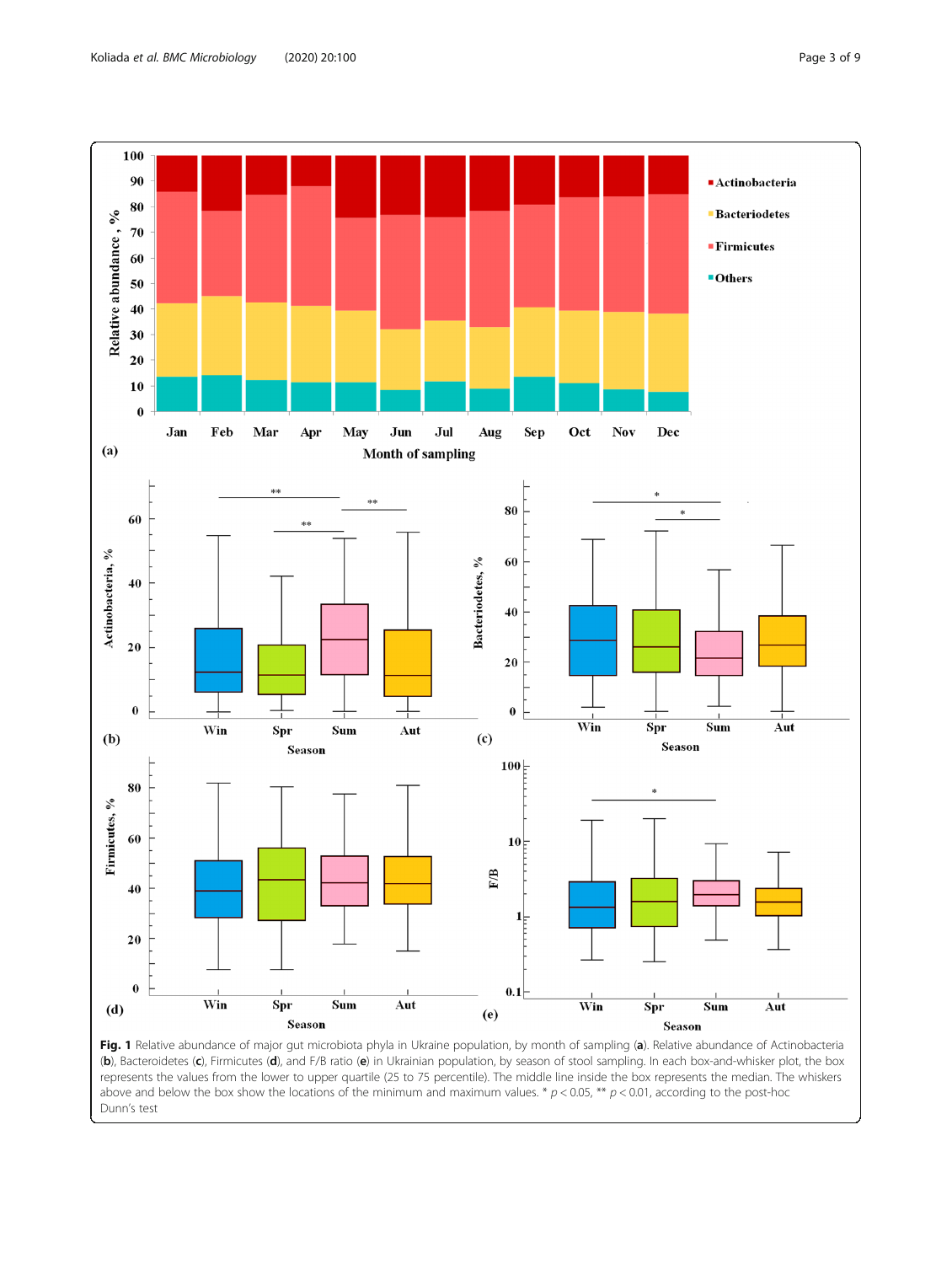**Fig. 1** Relative abundance of major gut microbiota phyla in Ukraine population, by month of sampling (**a**). Relative abundance of Actinobacteria (**b**), Bacteroidetes (**c**), Firmicutes (**d**), and F/B ratio (**e**) in Ukrainian population, by season of stool sampling. In each box-and-whisker plot, the box represents the values from the lower to upper quartile (25 to 75 percentile). The middle line inside the box represents the median. The whiskers above and below the box show the locations of the minimum and maximum values. * $p < 0.05$, ** $p < 0.01$, according to the post-hoc Dunn's test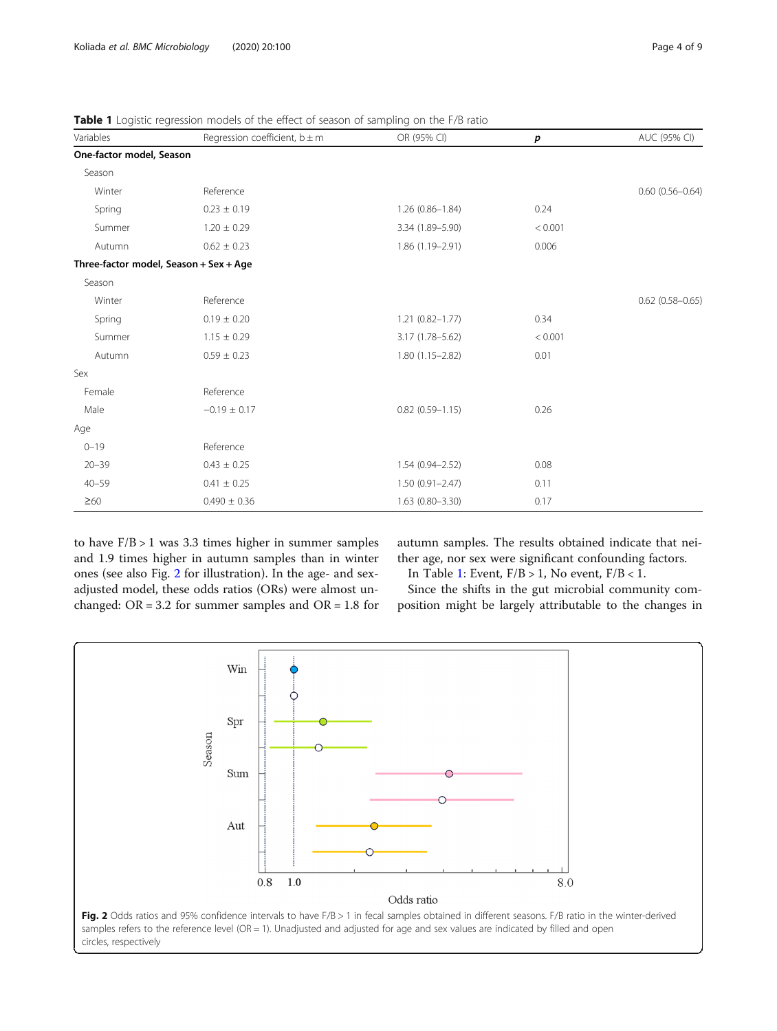**Table 1** Logistic regression models of the effect of season of sampling on the F/B ratio

| Variables | Regression coefficient, b ± m | OR (95% CI) | *p* | AUC (95% CI) |
|---|---|---|---|---|
| **One-factor model, Season** | | | | |
| Season | | | | |
| Winter | Reference | | | 0.60 (0.56–0.64) |
| Spring | 0.23 ± 0.19 | 1.26 (0.86–1.84) | 0.24 | |
| Summer | 1.20 ± 0.29 | 3.34 (1.89–5.90) | < 0.001 | |
| Autumn | 0.62 ± 0.23 | 1.86 (1.19–2.91) | 0.006 | |
| **Three-factor model, Season + Sex + Age** | | | | |
| Season | | | | |
| Winter | Reference | | | 0.62 (0.58–0.65) |
| Spring | 0.19 ± 0.20 | 1.21 (0.82–1.77) | 0.34 | |
| Summer | 1.15 ± 0.29 | 3.17 (1.78–5.62) | < 0.001 | |
| Autumn | 0.59 ± 0.23 | 1.80 (1.15–2.82) | 0.01 | |
| Sex | | | | |
| Female | Reference | | | |
| Male | −0.19 ± 0.17 | 0.82 (0.59–1.15) | 0.26 | |
| Age | | | | |
| 0–19 | Reference | | | |
| 20–39 | 0.43 ± 0.25 | 1.54 (0.94–2.52) | 0.08 | |
| 40–59 | 0.41 ± 0.25 | 1.50 (0.91–2.47) | 0.11 | |
| ≥60 | 0.490 ± 0.36 | 1.63 (0.80–3.30) | 0.17 | |

to have F/B > 1 was 3.3 times higher in summer samples and 1.9 times higher in autumn samples than in winter ones (see also Fig. 2 for illustration). In the age- and sex-adjusted model, these odds ratios (ORs) were almost unchanged: OR = 3.2 for summer samples and OR = 1.8 for autumn samples. The results obtained indicate that neither age, nor sex were significant confounding factors.

In Table 1: Event, F/B > 1, No event, F/B < 1.

Since the shifts in the gut microbial community composition might be largely attributable to the changes in

**Fig. 2** Odds ratios and 95% confidence intervals to have F/B > 1 in fecal samples obtained in different seasons. F/B ratio in the winter-derived samples refers to the reference level (OR = 1). Unadjusted and adjusted for age and sex values are indicated by filled and open circles, respectively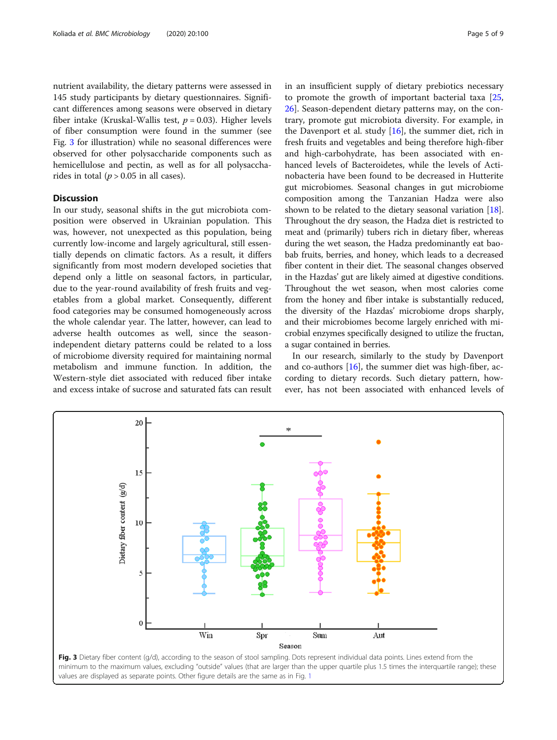nutrient availability, the dietary patterns were assessed in 145 study participants by dietary questionnaires. Significant differences among seasons were observed in dietary fiber intake (Kruskal-Wallis test, $p = 0.03$). Higher levels of fiber consumption were found in the summer (see Fig. 3 for illustration) while no seasonal differences were observed for other polysaccharide components such as hemicellulose and pectin, as well as for all polysaccharides in total ($p > 0.05$ in all cases).

## Discussion

In our study, seasonal shifts in the gut microbiota composition were observed in Ukrainian population. This was, however, not unexpected as this population, being currently low-income and largely agricultural, still essentially depends on climatic factors. As a result, it differs significantly from most modern developed societies that depend only a little on seasonal factors, in particular, due to the year-round availability of fresh fruits and vegetables from a global market. Consequently, different food categories may be consumed homogeneously across the whole calendar year. The latter, however, can lead to adverse health outcomes as well, since the season-independent dietary patterns could be related to a loss of microbiome diversity required for maintaining normal metabolism and immune function. In addition, the Western-style diet associated with reduced fiber intake and excess intake of sucrose and saturated fats can result in an insufficient supply of dietary prebiotics necessary to promote the growth of important bacterial taxa [25, 26]. Season-dependent dietary patterns may, on the contrary, promote gut microbiota diversity. For example, in the Davenport et al. study [16], the summer diet, rich in fresh fruits and vegetables and being therefore high-fiber and high-carbohydrate, has been associated with enhanced levels of Bacteroidetes, while the levels of Actinobacteria have been found to be decreased in Hutterite gut microbiomes. Seasonal changes in gut microbiome composition among the Tanzanian Hadza were also shown to be related to the dietary seasonal variation [18]. Throughout the dry season, the Hadza diet is restricted to meat and (primarily) tubers rich in dietary fiber, whereas during the wet season, the Hadza predominantly eat baobab fruits, berries, and honey, which leads to a decreased fiber content in their diet. The seasonal changes observed in the Hadzas' gut are likely aimed at digestive conditions. Throughout the wet season, when most calories come from the honey and fiber intake is substantially reduced, the diversity of the Hadzas' microbiome drops sharply, and their microbiomes become largely enriched with microbial enzymes specifically designed to utilize the fructan, a sugar contained in berries.

In our research, similarly to the study by Davenport and co-authors [16], the summer diet was high-fiber, according to dietary records. Such dietary pattern, however, has not been associated with enhanced levels of

**Fig. 3** Dietary fiber content (g/d), according to the season of stool sampling. Dots represent individual data points. Lines extend from the minimum to the maximum values, excluding "outside" values (that are larger than the upper quartile plus 1.5 times the interquartile range); these values are displayed as separate points. Other figure details are the same as in Fig. 1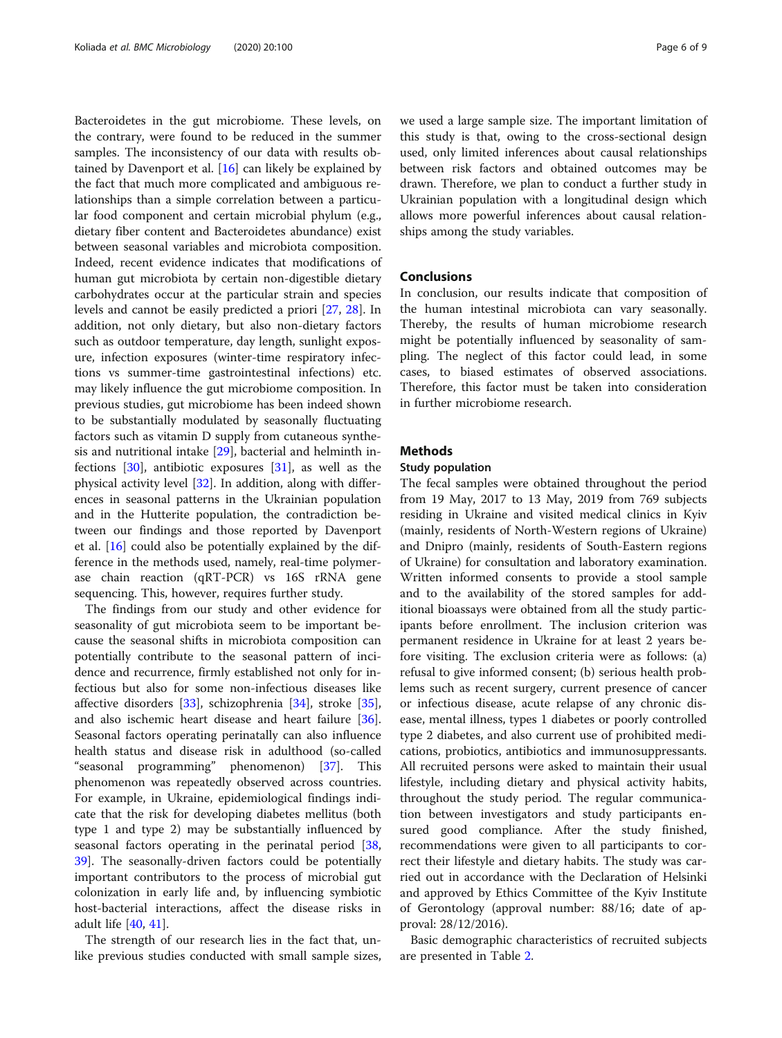Bacteroidetes in the gut microbiome. These levels, on the contrary, were found to be reduced in the summer samples. The inconsistency of our data with results obtained by Davenport et al. [16] can likely be explained by the fact that much more complicated and ambiguous relationships than a simple correlation between a particular food component and certain microbial phylum (e.g., dietary fiber content and Bacteroidetes abundance) exist between seasonal variables and microbiota composition. Indeed, recent evidence indicates that modifications of human gut microbiota by certain non-digestible dietary carbohydrates occur at the particular strain and species levels and cannot be easily predicted a priori [27, 28]. In addition, not only dietary, but also non-dietary factors such as outdoor temperature, day length, sunlight exposure, infection exposures (winter-time respiratory infections vs summer-time gastrointestinal infections) etc. may likely influence the gut microbiome composition. In previous studies, gut microbiome has been indeed shown to be substantially modulated by seasonally fluctuating factors such as vitamin D supply from cutaneous synthesis and nutritional intake [29], bacterial and helminth infections [30], antibiotic exposures [31], as well as the physical activity level [32]. In addition, along with differences in seasonal patterns in the Ukrainian population and in the Hutterite population, the contradiction between our findings and those reported by Davenport et al. [16] could also be potentially explained by the difference in the methods used, namely, real-time polymerase chain reaction (qRT-PCR) vs 16S rRNA gene sequencing. This, however, requires further study.

The findings from our study and other evidence for seasonality of gut microbiota seem to be important because the seasonal shifts in microbiota composition can potentially contribute to the seasonal pattern of incidence and recurrence, firmly established not only for infectious but also for some non-infectious diseases like affective disorders [33], schizophrenia [34], stroke [35], and also ischemic heart disease and heart failure [36]. Seasonal factors operating perinatally can also influence health status and disease risk in adulthood (so-called "seasonal programming" phenomenon) [37]. This phenomenon was repeatedly observed across countries. For example, in Ukraine, epidemiological findings indicate that the risk for developing diabetes mellitus (both type 1 and type 2) may be substantially influenced by seasonal factors operating in the perinatal period [38, 39]. The seasonally-driven factors could be potentially important contributors to the process of microbial gut colonization in early life and, by influencing symbiotic host-bacterial interactions, affect the disease risks in adult life [40, 41].

The strength of our research lies in the fact that, unlike previous studies conducted with small sample sizes, we used a large sample size. The important limitation of this study is that, owing to the cross-sectional design used, only limited inferences about causal relationships between risk factors and obtained outcomes may be drawn. Therefore, we plan to conduct a further study in Ukrainian population with a longitudinal design which allows more powerful inferences about causal relationships among the study variables.

## Conclusions

In conclusion, our results indicate that composition of the human intestinal microbiota can vary seasonally. Thereby, the results of human microbiome research might be potentially influenced by seasonality of sampling. The neglect of this factor could lead, in some cases, to biased estimates of observed associations. Therefore, this factor must be taken into consideration in further microbiome research.

## Methods

### Study population

The fecal samples were obtained throughout the period from 19 May, 2017 to 13 May, 2019 from 769 subjects residing in Ukraine and visited medical clinics in Kyiv (mainly, residents of North-Western regions of Ukraine) and Dnipro (mainly, residents of South-Eastern regions of Ukraine) for consultation and laboratory examination. Written informed consents to provide a stool sample and to the availability of the stored samples for additional bioassays were obtained from all the study participants before enrollment. The inclusion criterion was permanent residence in Ukraine for at least 2 years before visiting. The exclusion criteria were as follows: (a) refusal to give informed consent; (b) serious health problems such as recent surgery, current presence of cancer or infectious disease, acute relapse of any chronic disease, mental illness, types 1 diabetes or poorly controlled type 2 diabetes, and also current use of prohibited medications, probiotics, antibiotics and immunosuppressants. All recruited persons were asked to maintain their usual lifestyle, including dietary and physical activity habits, throughout the study period. The regular communication between investigators and study participants ensured good compliance. After the study finished, recommendations were given to all participants to correct their lifestyle and dietary habits. The study was carried out in accordance with the Declaration of Helsinki and approved by Ethics Committee of the Kyiv Institute of Gerontology (approval number: 88/16; date of approval: 28/12/2016).

Basic demographic characteristics of recruited subjects are presented in Table 2.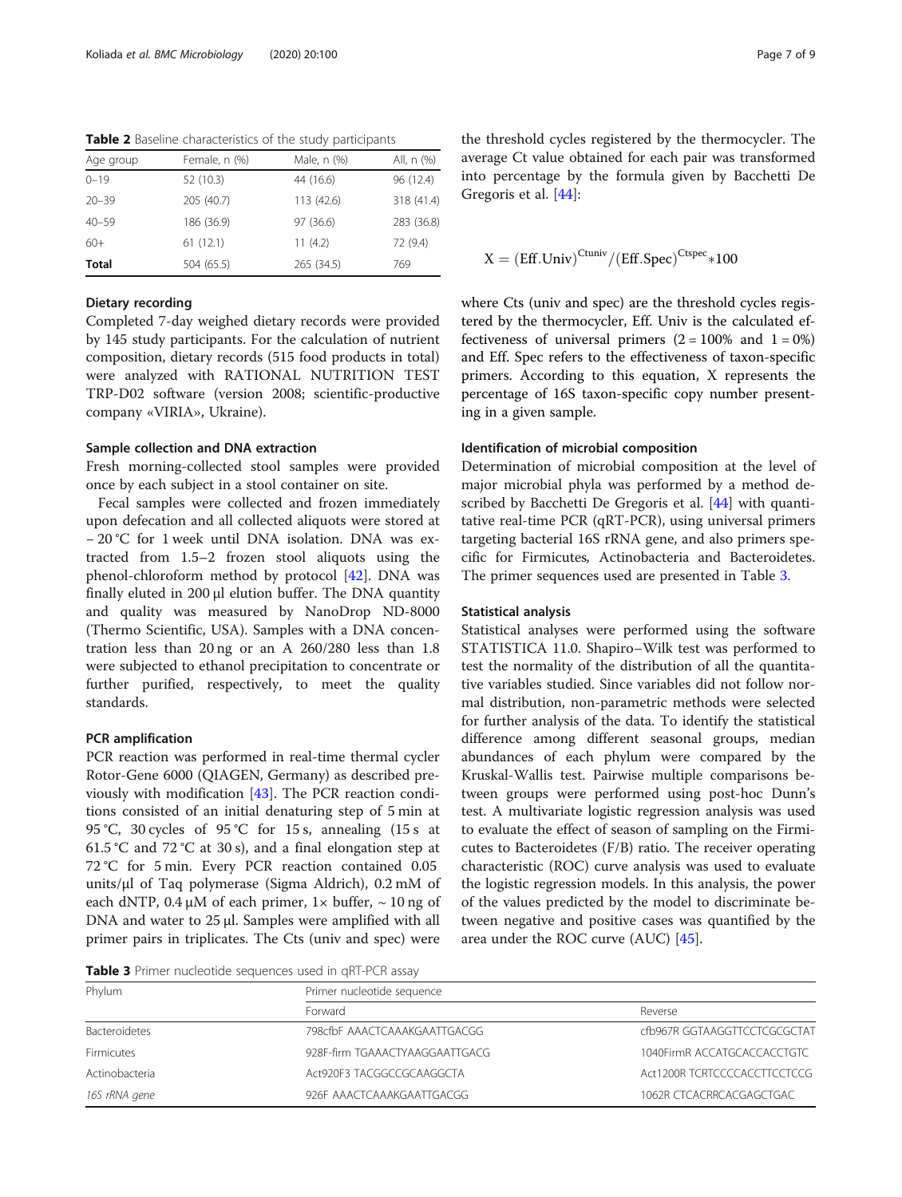**Table 2** Baseline characteristics of the study participants

| Age group | Female, n (%) | Male, n (%) | All, n (%) |
|---|---|---|---|
| 0–19 | 52 (10.3) | 44 (16.6) | 96 (12.4) |
| 20–39 | 205 (40.7) | 113 (42.6) | 318 (41.4) |
| 40–59 | 186 (36.9) | 97 (36.6) | 283 (36.8) |
| 60+ | 61 (12.1) | 11 (4.2) | 72 (9.4) |
| **Total** | 504 (65.5) | 265 (34.5) | 769 |

### Dietary recording

Completed 7-day weighed dietary records were provided by 145 study participants. For the calculation of nutrient composition, dietary records (515 food products in total) were analyzed with RATIONAL NUTRITION TEST TRP-D02 software (version 2008; scientific-productive company «VIRIA», Ukraine).

### Sample collection and DNA extraction

Fresh morning-collected stool samples were provided once by each subject in a stool container on site.

Fecal samples were collected and frozen immediately upon defecation and all collected aliquots were stored at − 20 °C for 1 week until DNA isolation. DNA was extracted from 1.5–2 frozen stool aliquots using the phenol-chloroform method by protocol [42]. DNA was finally eluted in 200 μl elution buffer. The DNA quantity and quality was measured by NanoDrop ND-8000 (Thermo Scientific, USA). Samples with a DNA concentration less than 20 ng or an A 260/280 less than 1.8 were subjected to ethanol precipitation to concentrate or further purified, respectively, to meet the quality standards.

### PCR amplification

PCR reaction was performed in real-time thermal cycler Rotor-Gene 6000 (QIAGEN, Germany) as described previously with modification [43]. The PCR reaction conditions consisted of an initial denaturing step of 5 min at 95 °C, 30 cycles of 95 °C for 15 s, annealing (15 s at 61.5 °C and 72 °C at 30 s), and a final elongation step at 72 °C for 5 min. Every PCR reaction contained 0.05 units/μl of Taq polymerase (Sigma Aldrich), 0.2 mM of each dNTP, 0.4 μM of each primer, 1× buffer, ~ 10 ng of DNA and water to 25 μl. Samples were amplified with all primer pairs in triplicates. The Cts (univ and spec) were the threshold cycles registered by the thermocycler. The average Ct value obtained for each pair was transformed into percentage by the formula given by Bacchetti De Gregoris et al. [44]:

$$X = (\text{Eff.Univ})^{\text{Ctuniv}} / (\text{Eff.Spec})^{\text{Ctspec}} * 100$$

where Cts (univ and spec) are the threshold cycles registered by the thermocycler, Eff. Univ is the calculated effectiveness of universal primers (2 = 100% and 1 = 0%) and Eff. Spec refers to the effectiveness of taxon-specific primers. According to this equation, X represents the percentage of 16S taxon-specific copy number presenting in a given sample.

### Identification of microbial composition

Determination of microbial composition at the level of major microbial phyla was performed by a method described by Bacchetti De Gregoris et al. [44] with quantitative real-time PCR (qRT-PCR), using universal primers targeting bacterial 16S rRNA gene, and also primers specific for Firmicutes, Actinobacteria and Bacteroidetes. The primer sequences used are presented in Table 3.

### Statistical analysis

Statistical analyses were performed using the software STATISTICA 11.0. Shapiro–Wilk test was performed to test the normality of the distribution of all the quantitative variables studied. Since variables did not follow normal distribution, non-parametric methods were selected for further analysis of the data. To identify the statistical difference among different seasonal groups, median abundances of each phylum were compared by the Kruskal-Wallis test. Pairwise multiple comparisons between groups were performed using post-hoc Dunn's test. A multivariate logistic regression analysis was used to evaluate the effect of season of sampling on the Firmicutes to Bacteroidetes (F/B) ratio. The receiver operating characteristic (ROC) curve analysis was used to evaluate the logistic regression models. In this analysis, the power of the values predicted by the model to discriminate between negative and positive cases was quantified by the area under the ROC curve (AUC) [45].

**Table 3** Primer nucleotide sequences used in qRT-PCR assay

| Phylum | Primer nucleotide sequence | |
|---|---|---|
| | Forward | Reverse |
| Bacteroidetes | 798cfbF AAACTCAAAKGAATTGACGG | cfb967R GGTAAGGTTCCTCGCGCTAT |
| Firmicutes | 928F-firm TGAAACTYAAGGAATTGACG | 1040FirmR ACCATGCACCACCTGTC |
| Actinobacteria | Act920F3 TACGGCCGCAAGGCTA | Act1200R TCRTCCCCACCTTCCTCCG |
| *16S rRNA gene* | 926F AAACTCAAAKGAATTGACGG | 1062R CTCACRRCACGAGCTGAC |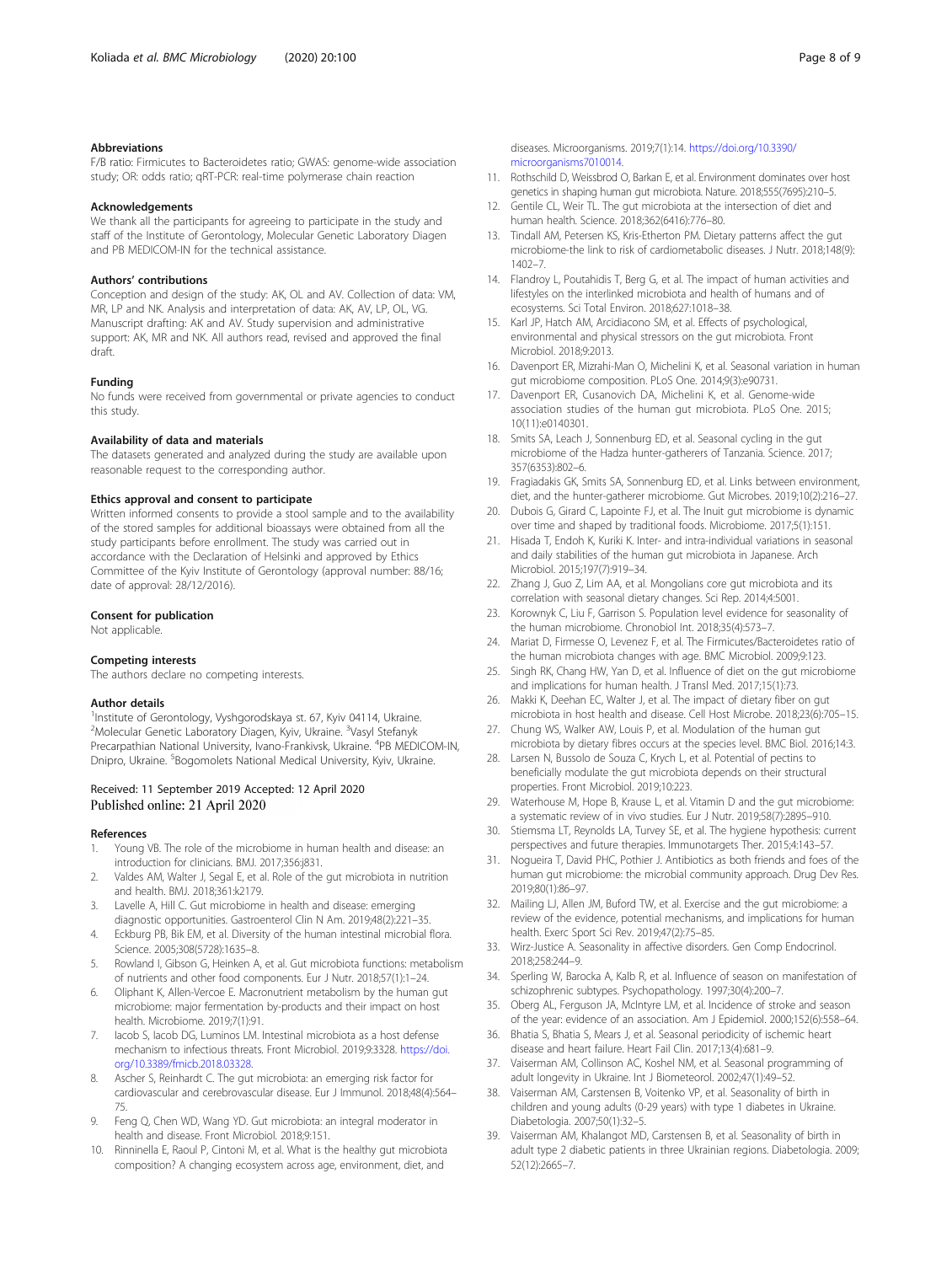### Abbreviations

F/B ratio: Firmicutes to Bacteroidetes ratio; GWAS: genome-wide association study; OR: odds ratio; qRT-PCR: real-time polymerase chain reaction

### Acknowledgements

We thank all the participants for agreeing to participate in the study and staff of the Institute of Gerontology, Molecular Genetic Laboratory Diagen and PB MEDICOM-IN for the technical assistance.

### Authors' contributions

Conception and design of the study: AK, OL and AV. Collection of data: VM, MR, LP and NK. Analysis and interpretation of data: AK, AV, LP, OL, VG. Manuscript drafting: AK and AV. Study supervision and administrative support: AK, MR and NK. All authors read, revised and approved the final draft.

### Funding

No funds were received from governmental or private agencies to conduct this study.

### Availability of data and materials

The datasets generated and analyzed during the study are available upon reasonable request to the corresponding author.

### Ethics approval and consent to participate

Written informed consents to provide a stool sample and to the availability of the stored samples for additional bioassays were obtained from all the study participants before enrollment. The study was carried out in accordance with the Declaration of Helsinki and approved by Ethics Committee of the Kyiv Institute of Gerontology (approval number: 88/16; date of approval: 28/12/2016).

### Consent for publication

Not applicable.

### Competing interests

The authors declare no competing interests.

### Author details

[1]Institute of Gerontology, Vyshgorodskaya st. 67, Kyiv 04114, Ukraine. [2]Molecular Genetic Laboratory Diagen, Kyiv, Ukraine. [3]Vasyl Stefanyk Precarpathian National University, Ivano-Frankivsk, Ukraine. [4]PB MEDICOM-IN, Dnipro, Ukraine. [5]Bogomolets National Medical University, Kyiv, Ukraine.

Received: 11 September 2019 Accepted: 12 April 2020
Published online: 21 April 2020

### References

1. Young VB. The role of the microbiome in human health and disease: an introduction for clinicians. BMJ. 2017;356:j831.
2. Valdes AM, Walter J, Segal E, et al. Role of the gut microbiota in nutrition and health. BMJ. 2018;361:k2179.
3. Lavelle A, Hill C. Gut microbiome in health and disease: emerging diagnostic opportunities. Gastroenterol Clin N Am. 2019;48(2):221–35.
4. Eckburg PB, Bik EM, et al. Diversity of the human intestinal microbial flora. Science. 2005;308(5728):1635–8.
5. Rowland I, Gibson G, Heinken A, et al. Gut microbiota functions: metabolism of nutrients and other food components. Eur J Nutr. 2018;57(1):1–24.
6. Oliphant K, Allen-Vercoe E. Macronutrient metabolism by the human gut microbiome: major fermentation by-products and their impact on host health. Microbiome. 2019;7(1):91.
7. Iacob S, Iacob DG, Luminos LM. Intestinal microbiota as a host defense mechanism to infectious threats. Front Microbiol. 2019;9:3328. https://doi.org/10.3389/fmicb.2018.03328.
8. Ascher S, Reinhardt C. The gut microbiota: an emerging risk factor for cardiovascular and cerebrovascular disease. Eur J Immunol. 2018;48(4):564–75.
9. Feng Q, Chen WD, Wang YD. Gut microbiota: an integral moderator in health and disease. Front Microbiol. 2018;9:151.
10. Rinninella E, Raoul P, Cintoni M, et al. What is the healthy gut microbiota composition? A changing ecosystem across age, environment, diet, and diseases. Microorganisms. 2019;7(1):14. https://doi.org/10.3390/microorganisms7010014.
11. Rothschild D, Weissbrod O, Barkan E, et al. Environment dominates over host genetics in shaping human gut microbiota. Nature. 2018;555(7695):210–5.
12. Gentile CL, Weir TL. The gut microbiota at the intersection of diet and human health. Science. 2018;362(6416):776–80.
13. Tindall AM, Petersen KS, Kris-Etherton PM. Dietary patterns affect the gut microbiome-the link to risk of cardiometabolic diseases. J Nutr. 2018;148(9):1402–7.
14. Flandroy L, Poutahidis T, Berg G, et al. The impact of human activities and lifestyles on the interlinked microbiota and health of humans and of ecosystems. Sci Total Environ. 2018;627:1018–38.
15. Karl JP, Hatch AM, Arcidiacono SM, et al. Effects of psychological, environmental and physical stressors on the gut microbiota. Front Microbiol. 2018;9:2013.
16. Davenport ER, Mizrahi-Man O, Michelini K, et al. Seasonal variation in human gut microbiome composition. PLoS One. 2014;9(3):e90731.
17. Davenport ER, Cusanovich DA, Michelini K, et al. Genome-wide association studies of the human gut microbiota. PLoS One. 2015;10(11):e0140301.
18. Smits SA, Leach J, Sonnenburg ED, et al. Seasonal cycling in the gut microbiome of the Hadza hunter-gatherers of Tanzania. Science. 2017;357(6353):802–6.
19. Fragiadakis GK, Smits SA, Sonnenburg ED, et al. Links between environment, diet, and the hunter-gatherer microbiome. Gut Microbes. 2019;10(2):216–27.
20. Dubois G, Girard C, Lapointe FJ, et al. The Inuit gut microbiome is dynamic over time and shaped by traditional foods. Microbiome. 2017;5(1):151.
21. Hisada T, Endoh K, Kuriki K. Inter- and intra-individual variations in seasonal and daily stabilities of the human gut microbiota in Japanese. Arch Microbiol. 2015;197(7):919–34.
22. Zhang J, Guo Z, Lim AA, et al. Mongolians core gut microbiota and its correlation with seasonal dietary changes. Sci Rep. 2014;4:5001.
23. Korownyk C, Liu F, Garrison S. Population level evidence for seasonality of the human microbiome. Chronobiol Int. 2018;35(4):573–7.
24. Mariat D, Firmesse O, Levenez F, et al. The Firmicutes/Bacteroidetes ratio of the human microbiota changes with age. BMC Microbiol. 2009;9:123.
25. Singh RK, Chang HW, Yan D, et al. Influence of diet on the gut microbiome and implications for human health. J Transl Med. 2017;15(1):73.
26. Makki K, Deehan EC, Walter J, et al. The impact of dietary fiber on gut microbiota in host health and disease. Cell Host Microbe. 2018;23(6):705–15.
27. Chung WS, Walker AW, Louis P, et al. Modulation of the human gut microbiota by dietary fibres occurs at the species level. BMC Biol. 2016;14:3.
28. Larsen N, Bussolo de Souza C, Krych L, et al. Potential of pectins to beneficially modulate the gut microbiota depends on their structural properties. Front Microbiol. 2019;10:223.
29. Waterhouse M, Hope B, Krause L, et al. Vitamin D and the gut microbiome: a systematic review of in vivo studies. Eur J Nutr. 2019;58(7):2895–910.
30. Stiemsma LT, Reynolds LA, Turvey SE, et al. The hygiene hypothesis: current perspectives and future therapies. Immunotargets Ther. 2015;4:143–57.
31. Nogueira T, David PHC, Pothier J. Antibiotics as both friends and foes of the human gut microbiome: the microbial community approach. Drug Dev Res. 2019;80(1):86–97.
32. Mailing LJ, Allen JM, Buford TW, et al. Exercise and the gut microbiome: a review of the evidence, potential mechanisms, and implications for human health. Exerc Sport Sci Rev. 2019;47(2):75–85.
33. Wirz-Justice A. Seasonality in affective disorders. Gen Comp Endocrinol. 2018;258:244–9.
34. Sperling W, Barocka A, Kalb R, et al. Influence of season on manifestation of schizophrenic subtypes. Psychopathology. 1997;30(4):200–7.
35. Oberg AL, Ferguson JA, McIntyre LM, et al. Incidence of stroke and season of the year: evidence of an association. Am J Epidemiol. 2000;152(6):558–64.
36. Bhatia S, Bhatia S, Mears J, et al. Seasonal periodicity of ischemic heart disease and heart failure. Heart Fail Clin. 2017;13(4):681–9.
37. Vaiserman AM, Collinson AC, Koshel NM, et al. Seasonal programming of adult longevity in Ukraine. Int J Biometeorol. 2002;47(1):49–52.
38. Vaiserman AM, Carstensen B, Voitenko VP, et al. Seasonality of birth in children and young adults (0-29 years) with type 1 diabetes in Ukraine. Diabetologia. 2007;50(1):32–5.
39. Vaiserman AM, Khalangot MD, Carstensen B, et al. Seasonality of birth in adult type 2 diabetic patients in three Ukrainian regions. Diabetologia. 2009;52(12):2665–7.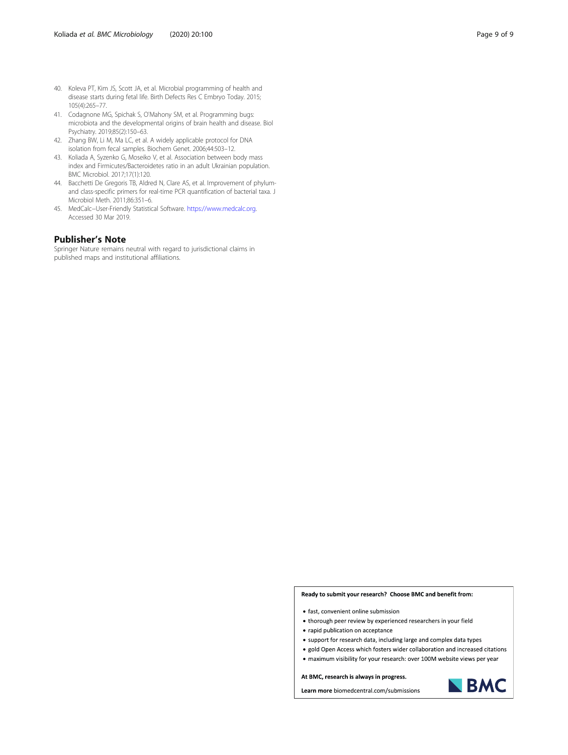40. Koleva PT, Kim JS, Scott JA, et al. Microbial programming of health and disease starts during fetal life. Birth Defects Res C Embryo Today. 2015; 105(4):265–77.
41. Codagnone MG, Spichak S, O'Mahony SM, et al. Programming bugs: microbiota and the developmental origins of brain health and disease. Biol Psychiatry. 2019;85(2):150–63.
42. Zhang BW, Li M, Ma LC, et al. A widely applicable protocol for DNA isolation from fecal samples. Biochem Genet. 2006;44:503–12.
43. Koliada A, Syzenko G, Moseiko V, et al. Association between body mass index and Firmicutes/Bacteroidetes ratio in an adult Ukrainian population. BMC Microbiol. 2017;17(1):120.
44. Bacchetti De Gregoris TB, Aldred N, Clare AS, et al. Improvement of phylum- and class-specific primers for real-time PCR quantification of bacterial taxa. J Microbiol Meth. 2011;86:351–6.
45. MedCalc–User-Friendly Statistical Software. https://www.medcalc.org. Accessed 30 Mar 2019.

## Publisher's Note

Springer Nature remains neutral with regard to jurisdictional claims in published maps and institutional affiliations.

**Ready to submit your research? Choose BMC and benefit from:**

- fast, convenient online submission
- thorough peer review by experienced researchers in your field
- rapid publication on acceptance
- support for research data, including large and complex data types
- gold Open Access which fosters wider collaboration and increased citations
- maximum visibility for your research: over 100M website views per year

**At BMC, research is always in progress.**

**Learn more** biomedcentral.com/submissions

BMC